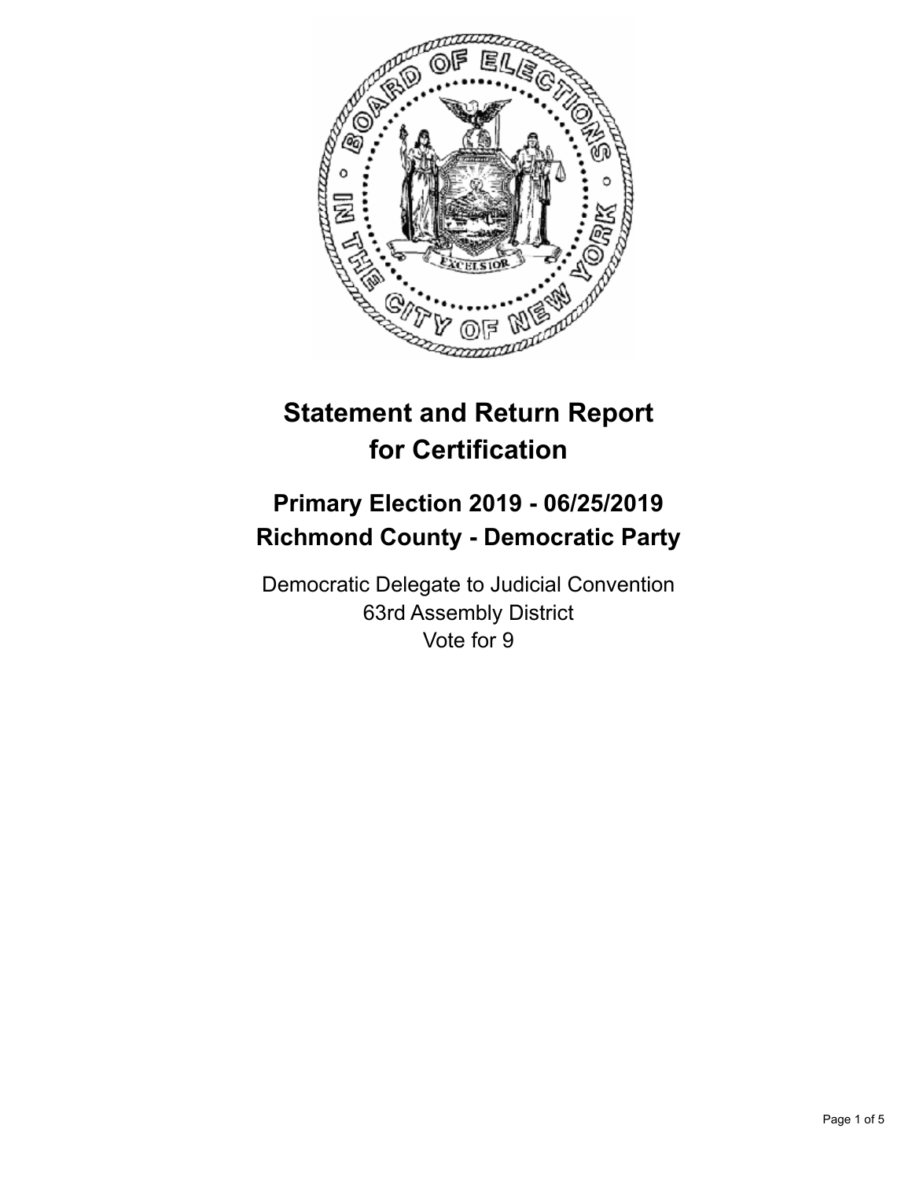# Statement and Return Report for Certification

## Primary Election 2019 - 06/25/2019
## Richmond County - Democratic Party

Democratic Delegate to Judicial Convention
63rd Assembly District
Vote for 9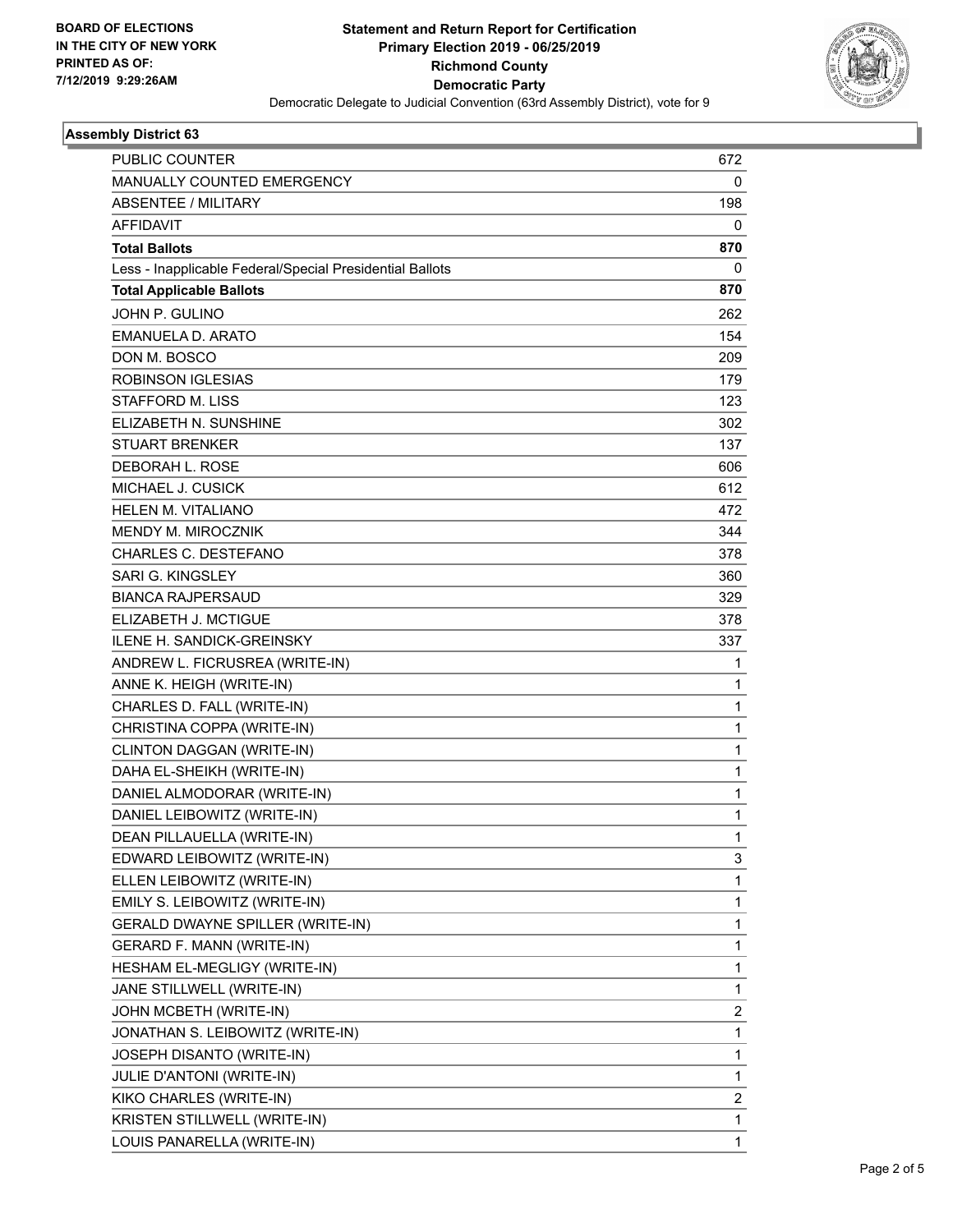**BOARD OF ELECTIONS IN THE CITY OF NEW YORK PRINTED AS OF: 7/12/2019 9:29:26AM**

**Statement and Return Report for Certification Primary Election 2019 - 06/25/2019 Richmond County Democratic Party**

Democratic Delegate to Judicial Convention (63rd Assembly District), vote for 9

### Assembly District 63

| | |
|---|---|
| PUBLIC COUNTER | 672 |
| MANUALLY COUNTED EMERGENCY | 0 |
| ABSENTEE / MILITARY | 198 |
| AFFIDAVIT | 0 |
| **Total Ballots** | **870** |
| Less - Inapplicable Federal/Special Presidential Ballots | 0 |
| **Total Applicable Ballots** | **870** |
| JOHN P. GULINO | 262 |
| EMANUELA D. ARATO | 154 |
| DON M. BOSCO | 209 |
| ROBINSON IGLESIAS | 179 |
| STAFFORD M. LISS | 123 |
| ELIZABETH N. SUNSHINE | 302 |
| STUART BRENKER | 137 |
| DEBORAH L. ROSE | 606 |
| MICHAEL J. CUSICK | 612 |
| HELEN M. VITALIANO | 472 |
| MENDY M. MIROCZNIK | 344 |
| CHARLES C. DESTEFANO | 378 |
| SARI G. KINGSLEY | 360 |
| BIANCA RAJPERSAUD | 329 |
| ELIZABETH J. MCTIGUE | 378 |
| ILENE H. SANDICK-GREINSKY | 337 |
| ANDREW L. FICRUSREA (WRITE-IN) | 1 |
| ANNE K. HEIGH (WRITE-IN) | 1 |
| CHARLES D. FALL (WRITE-IN) | 1 |
| CHRISTINA COPPA (WRITE-IN) | 1 |
| CLINTON DAGGAN (WRITE-IN) | 1 |
| DAHA EL-SHEIKH (WRITE-IN) | 1 |
| DANIEL ALMODORAR (WRITE-IN) | 1 |
| DANIEL LEIBOWITZ (WRITE-IN) | 1 |
| DEAN PILLAUELLA (WRITE-IN) | 1 |
| EDWARD LEIBOWITZ (WRITE-IN) | 3 |
| ELLEN LEIBOWITZ (WRITE-IN) | 1 |
| EMILY S. LEIBOWITZ (WRITE-IN) | 1 |
| GERALD DWAYNE SPILLER (WRITE-IN) | 1 |
| GERARD F. MANN (WRITE-IN) | 1 |
| HESHAM EL-MEGLIGY (WRITE-IN) | 1 |
| JANE STILLWELL (WRITE-IN) | 1 |
| JOHN MCBETH (WRITE-IN) | 2 |
| JONATHAN S. LEIBOWITZ (WRITE-IN) | 1 |
| JOSEPH DISANTO (WRITE-IN) | 1 |
| JULIE D'ANTONI (WRITE-IN) | 1 |
| KIKO CHARLES (WRITE-IN) | 2 |
| KRISTEN STILLWELL (WRITE-IN) | 1 |
| LOUIS PANARELLA (WRITE-IN) | 1 |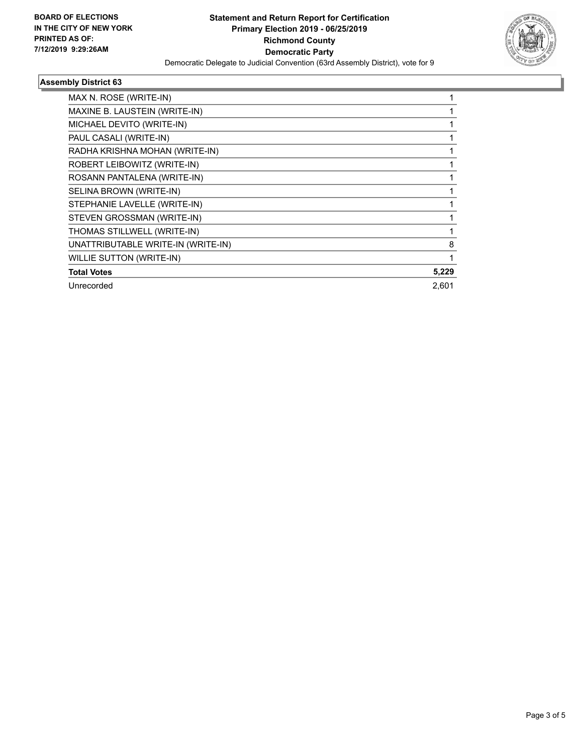**BOARD OF ELECTIONS IN THE CITY OF NEW YORK PRINTED AS OF: 7/12/2019 9:29:26AM**

**Statement and Return Report for Certification**
**Primary Election 2019 - 06/25/2019**
**Richmond County**
**Democratic Party**
Democratic Delegate to Judicial Convention (63rd Assembly District), vote for 9

### Assembly District 63

| Candidate | Votes |
|---|---|
| MAX N. ROSE (WRITE-IN) | 1 |
| MAXINE B. LAUSTEIN (WRITE-IN) | 1 |
| MICHAEL DEVITO (WRITE-IN) | 1 |
| PAUL CASALI (WRITE-IN) | 1 |
| RADHA KRISHNA MOHAN (WRITE-IN) | 1 |
| ROBERT LEIBOWITZ (WRITE-IN) | 1 |
| ROSANN PANTALENA (WRITE-IN) | 1 |
| SELINA BROWN (WRITE-IN) | 1 |
| STEPHANIE LAVELLE (WRITE-IN) | 1 |
| STEVEN GROSSMAN (WRITE-IN) | 1 |
| THOMAS STILLWELL (WRITE-IN) | 1 |
| UNATTRIBUTABLE WRITE-IN (WRITE-IN) | 8 |
| WILLIE SUTTON (WRITE-IN) | 1 |
| **Total Votes** | **5,229** |
| Unrecorded | 2,601 |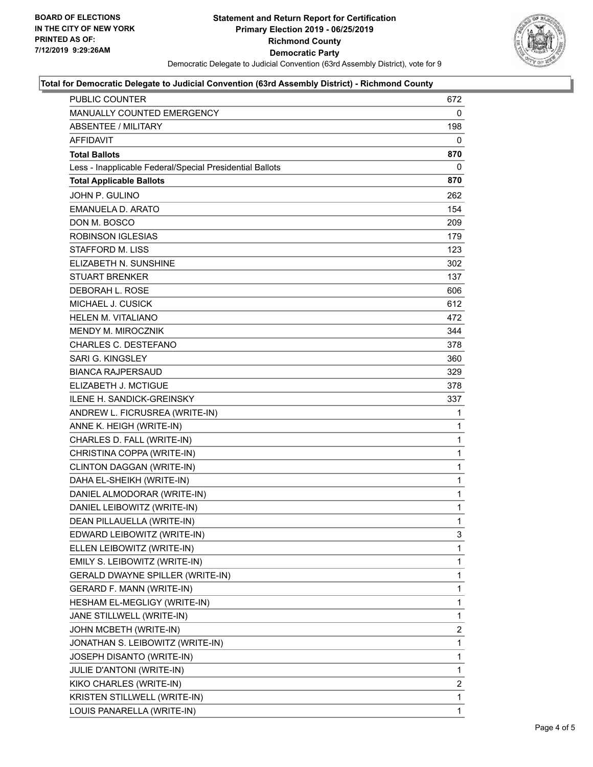**BOARD OF ELECTIONS IN THE CITY OF NEW YORK PRINTED AS OF: 7/12/2019 9:29:26AM**

# Statement and Return Report for Certification
## Primary Election 2019 - 06/25/2019
## Richmond County
## Democratic Party

Democratic Delegate to Judicial Convention (63rd Assembly District), vote for 9

### Total for Democratic Delegate to Judicial Convention (63rd Assembly District) - Richmond County

| | |
|---|---|
| PUBLIC COUNTER | 672 |
| MANUALLY COUNTED EMERGENCY | 0 |
| ABSENTEE / MILITARY | 198 |
| AFFIDAVIT | 0 |
| **Total Ballots** | **870** |
| Less - Inapplicable Federal/Special Presidential Ballots | 0 |
| **Total Applicable Ballots** | **870** |
| JOHN P. GULINO | 262 |
| EMANUELA D. ARATO | 154 |
| DON M. BOSCO | 209 |
| ROBINSON IGLESIAS | 179 |
| STAFFORD M. LISS | 123 |
| ELIZABETH N. SUNSHINE | 302 |
| STUART BRENKER | 137 |
| DEBORAH L. ROSE | 606 |
| MICHAEL J. CUSICK | 612 |
| HELEN M. VITALIANO | 472 |
| MENDY M. MIROCZNIK | 344 |
| CHARLES C. DESTEFANO | 378 |
| SARI G. KINGSLEY | 360 |
| BIANCA RAJPERSAUD | 329 |
| ELIZABETH J. MCTIGUE | 378 |
| ILENE H. SANDICK-GREINSKY | 337 |
| ANDREW L. FICRUSREA (WRITE-IN) | 1 |
| ANNE K. HEIGH (WRITE-IN) | 1 |
| CHARLES D. FALL (WRITE-IN) | 1 |
| CHRISTINA COPPA (WRITE-IN) | 1 |
| CLINTON DAGGAN (WRITE-IN) | 1 |
| DAHA EL-SHEIKH (WRITE-IN) | 1 |
| DANIEL ALMODORAR (WRITE-IN) | 1 |
| DANIEL LEIBOWITZ (WRITE-IN) | 1 |
| DEAN PILLAUELLA (WRITE-IN) | 1 |
| EDWARD LEIBOWITZ (WRITE-IN) | 3 |
| ELLEN LEIBOWITZ (WRITE-IN) | 1 |
| EMILY S. LEIBOWITZ (WRITE-IN) | 1 |
| GERALD DWAYNE SPILLER (WRITE-IN) | 1 |
| GERARD F. MANN (WRITE-IN) | 1 |
| HESHAM EL-MEGLIGY (WRITE-IN) | 1 |
| JANE STILLWELL (WRITE-IN) | 1 |
| JOHN MCBETH (WRITE-IN) | 2 |
| JONATHAN S. LEIBOWITZ (WRITE-IN) | 1 |
| JOSEPH DISANTO (WRITE-IN) | 1 |
| JULIE D'ANTONI (WRITE-IN) | 1 |
| KIKO CHARLES (WRITE-IN) | 2 |
| KRISTEN STILLWELL (WRITE-IN) | 1 |
| LOUIS PANARELLA (WRITE-IN) | 1 |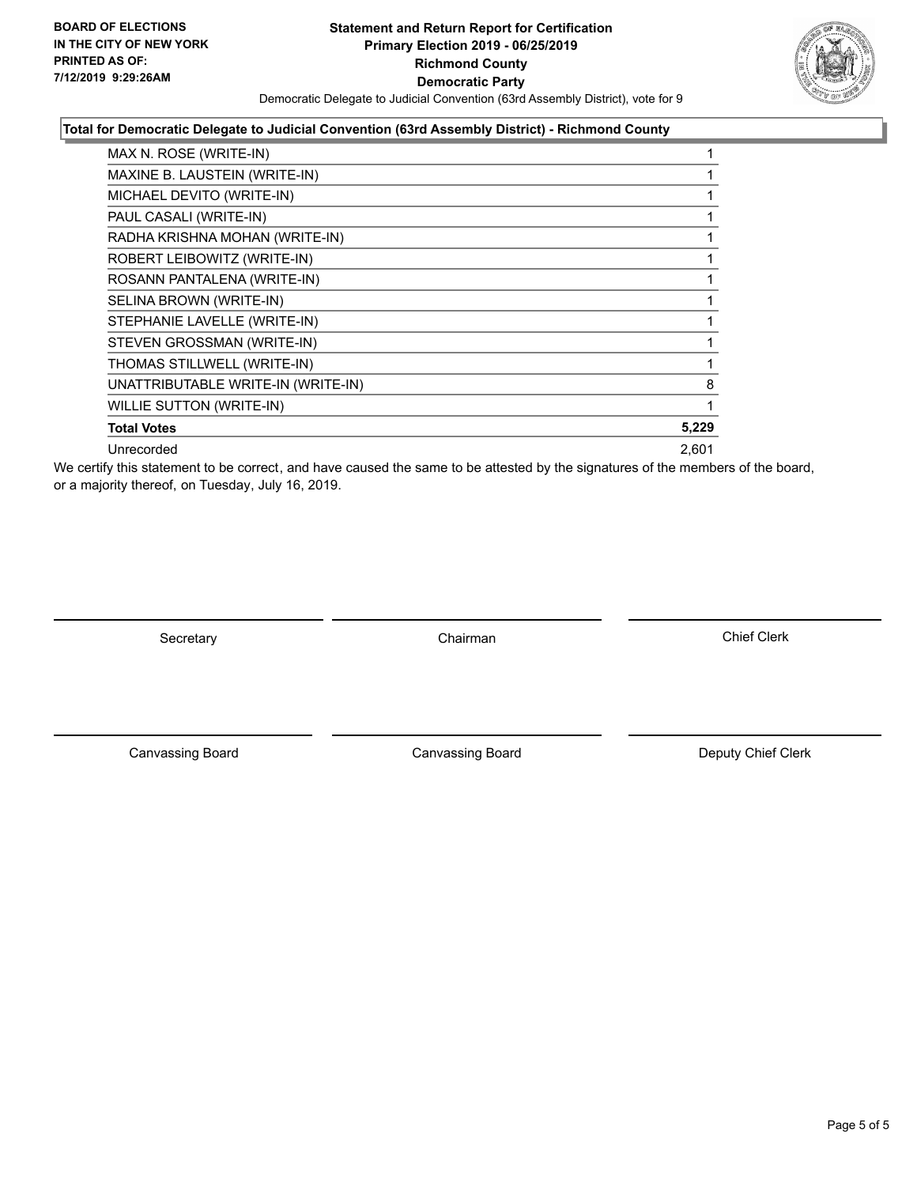**BOARD OF ELECTIONS IN THE CITY OF NEW YORK PRINTED AS OF: 7/12/2019 9:29:26AM**

**Statement and Return Report for Certification Primary Election 2019 - 06/25/2019 Richmond County Democratic Party**

Democratic Delegate to Judicial Convention (63rd Assembly District), vote for 9

### Total for Democratic Delegate to Judicial Convention (63rd Assembly District) - Richmond County

| | |
|---|---|
| MAX N. ROSE (WRITE-IN) | 1 |
| MAXINE B. LAUSTEIN (WRITE-IN) | 1 |
| MICHAEL DEVITO (WRITE-IN) | 1 |
| PAUL CASALI (WRITE-IN) | 1 |
| RADHA KRISHNA MOHAN (WRITE-IN) | 1 |
| ROBERT LEIBOWITZ (WRITE-IN) | 1 |
| ROSANN PANTALENA (WRITE-IN) | 1 |
| SELINA BROWN (WRITE-IN) | 1 |
| STEPHANIE LAVELLE (WRITE-IN) | 1 |
| STEVEN GROSSMAN (WRITE-IN) | 1 |
| THOMAS STILLWELL (WRITE-IN) | 1 |
| UNATTRIBUTABLE WRITE-IN (WRITE-IN) | 8 |
| WILLIE SUTTON (WRITE-IN) | 1 |
| **Total Votes** | **5,229** |
| Unrecorded | 2,601 |

We certify this statement to be correct, and have caused the same to be attested by the signatures of the members of the board, or a majority thereof, on Tuesday, July 16, 2019.

Secretary

Chairman

Chief Clerk

Canvassing Board

Canvassing Board

Deputy Chief Clerk